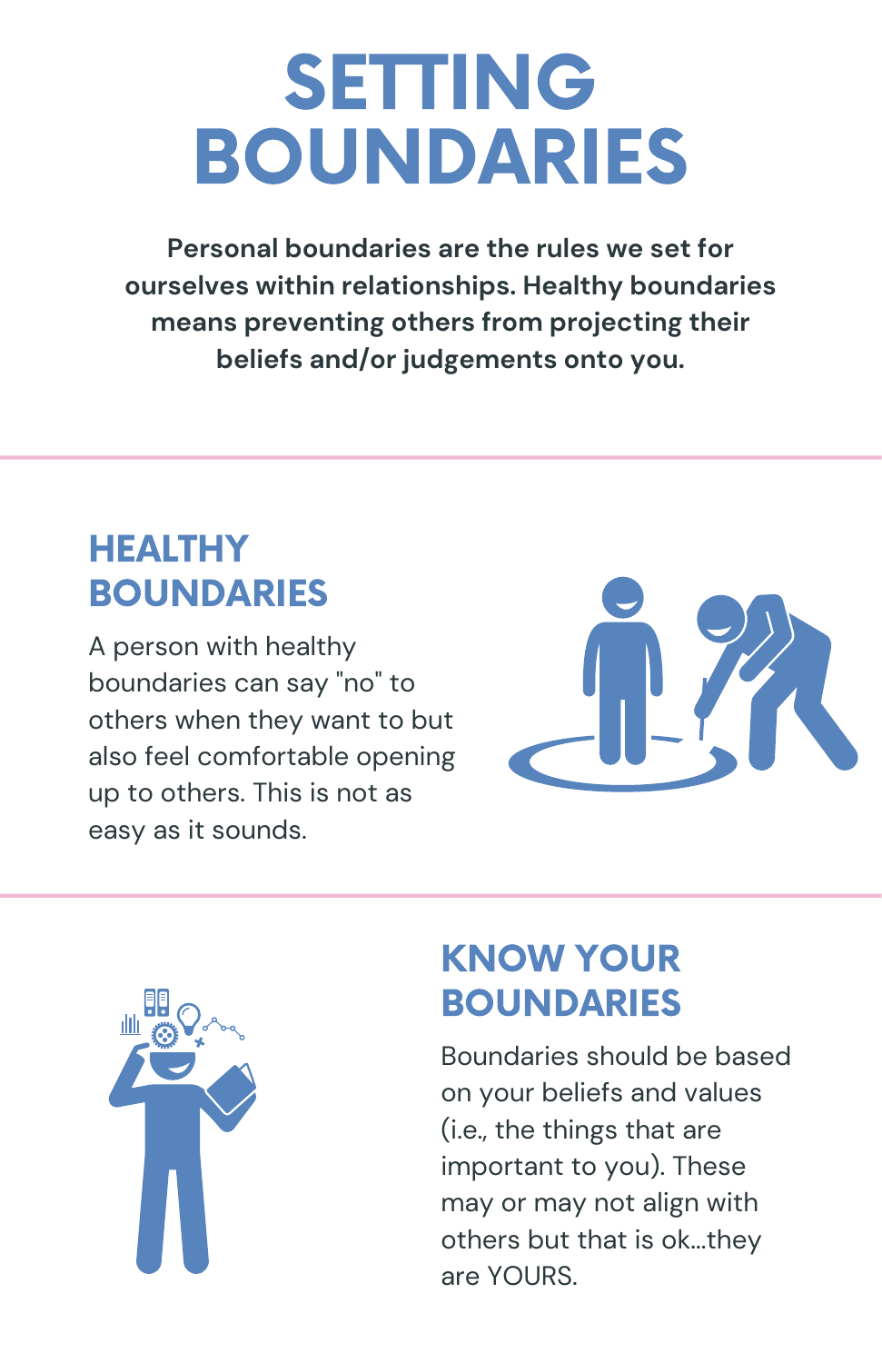# SETTING BOUNDARIES

**Personal boundaries are the rules we set for ourselves within relationships. Healthy boundaries means preventing others from projecting their beliefs and/or judgements onto you.**

## HEALTHY BOUNDARIES

A person with healthy boundaries can say "no" to others when they want to but also feel comfortable opening up to others. This is not as easy as it sounds.

## KNOW YOUR BOUNDARIES

Boundaries should be based on your beliefs and values (i.e., the things that are important to you). These may or may not align with others but that is ok...they are YOURS.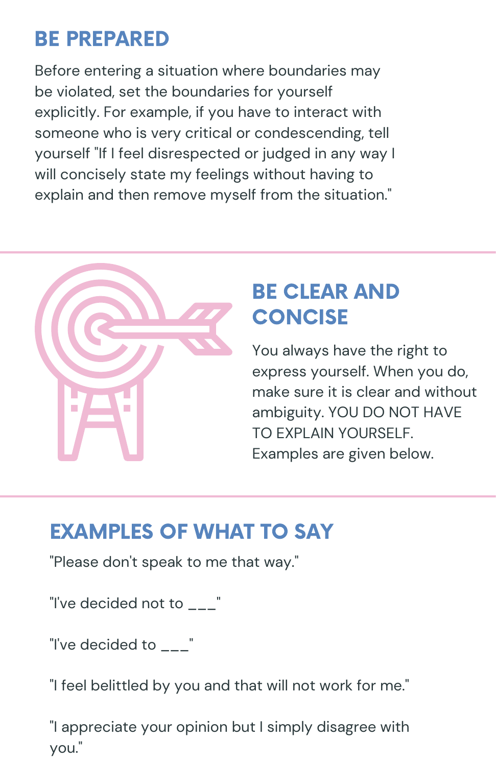## BE PREPARED

Before entering a situation where boundaries may be violated, set the boundaries for yourself explicitly. For example, if you have to interact with someone who is very critical or condescending, tell yourself "If I feel disrespected or judged in any way I will concisely state my feelings without having to explain and then remove myself from the situation."

## BE CLEAR AND CONCISE

You always have the right to express yourself. When you do, make sure it is clear and without ambiguity. YOU DO NOT HAVE TO EXPLAIN YOURSELF. Examples are given below.

## EXAMPLES OF WHAT TO SAY

"Please don't speak to me that way."

"I've decided not to ___"

"I've decided to ___"

"I feel belittled by you and that will not work for me."

"I appreciate your opinion but I simply disagree with you."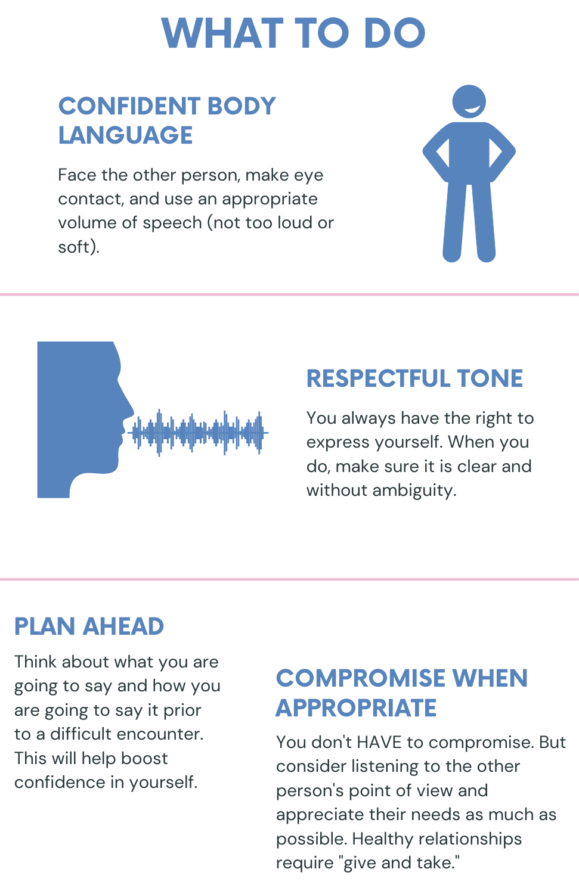# WHAT TO DO

## CONFIDENT BODY LANGUAGE

Face the other person, make eye contact, and use an appropriate volume of speech (not too loud or soft).

## RESPECTFUL TONE

You always have the right to express yourself. When you do, make sure it is clear and without ambiguity.

## PLAN AHEAD

Think about what you are going to say and how you are going to say it prior to a difficult encounter. This will help boost confidence in yourself.

## COMPROMISE WHEN APPROPRIATE

You don't HAVE to compromise. But consider listening to the other person's point of view and appreciate their needs as much as possible. Healthy relationships require "give and take."